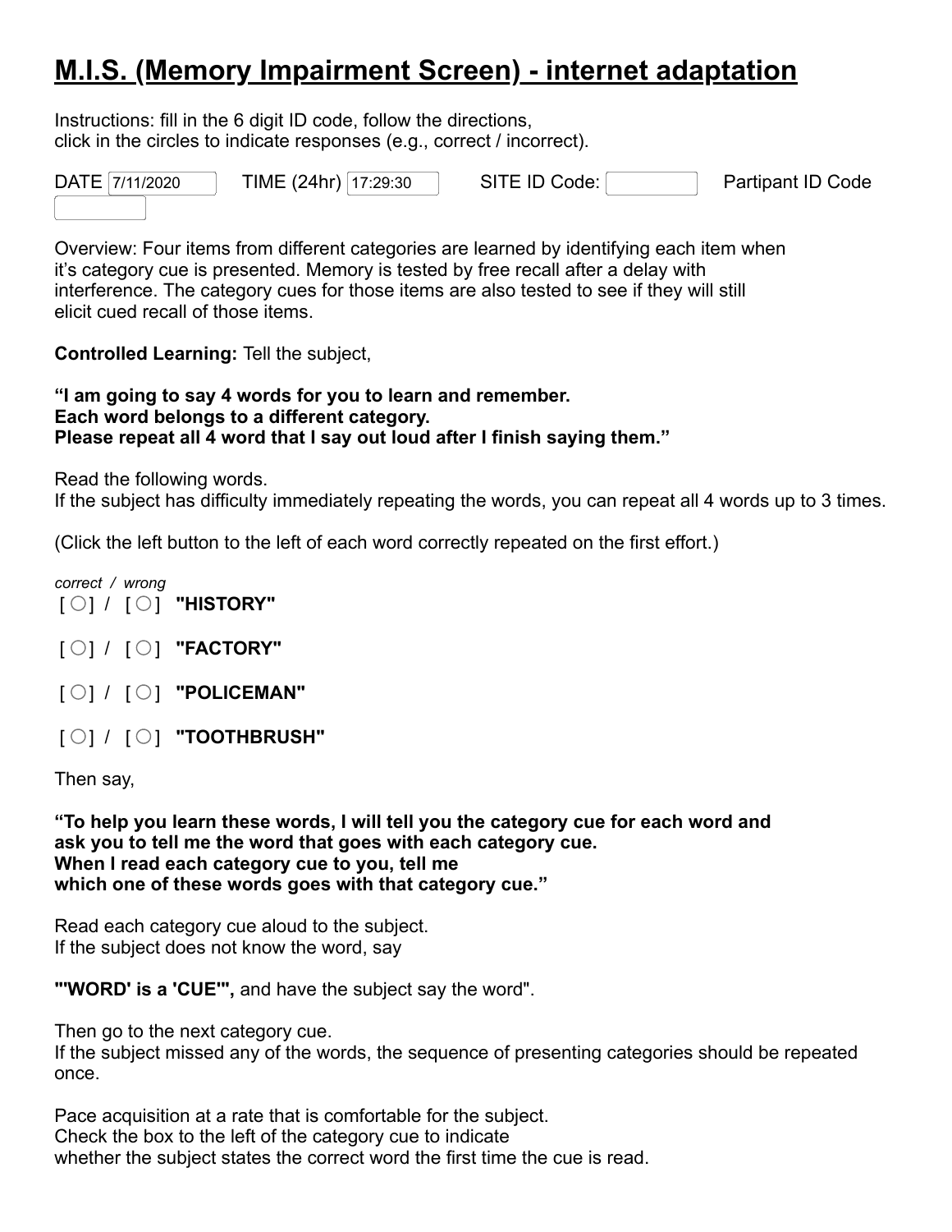# M.I.S. (Memory Impairment Screen) - internet adaptation

Instructions: fill in the 6 digit ID code, follow the directions,
click in the circles to indicate responses (e.g., correct / incorrect).

DATE [7/11/2020] TIME (24hr) [17:29:30] SITE ID Code: [ ] Partipant ID Code [ ]

Overview: Four items from different categories are learned by identifying each item when it's category cue is presented. Memory is tested by free recall after a delay with interference. The category cues for those items are also tested to see if they will still elicit cued recall of those items.

**Controlled Learning:** Tell the subject,

**"I am going to say 4 words for you to learn and remember.
Each word belongs to a different category.
Please repeat all 4 word that I say out loud after I finish saying them."**

Read the following words.
If the subject has difficulty immediately repeating the words, you can repeat all 4 words up to 3 times.

(Click the left button to the left of each word correctly repeated on the first effort.)

*correct / wrong*

[ ○ ] / [ ○ ] **"HISTORY"**

[ ○ ] / [ ○ ] **"FACTORY"**

[ ○ ] / [ ○ ] **"POLICEMAN"**

[ ○ ] / [ ○ ] **"TOOTHBRUSH"**

Then say,

**"To help you learn these words, I will tell you the category cue for each word and ask you to tell me the word that goes with each category cue.
When I read each category cue to you, tell me
which one of these words goes with that category cue."**

Read each category cue aloud to the subject.
If the subject does not know the word, say

**"'WORD' is a 'CUE'",** and have the subject say the word".

Then go to the next category cue.
If the subject missed any of the words, the sequence of presenting categories should be repeated once.

Pace acquisition at a rate that is comfortable for the subject.
Check the box to the left of the category cue to indicate
whether the subject states the correct word the first time the cue is read.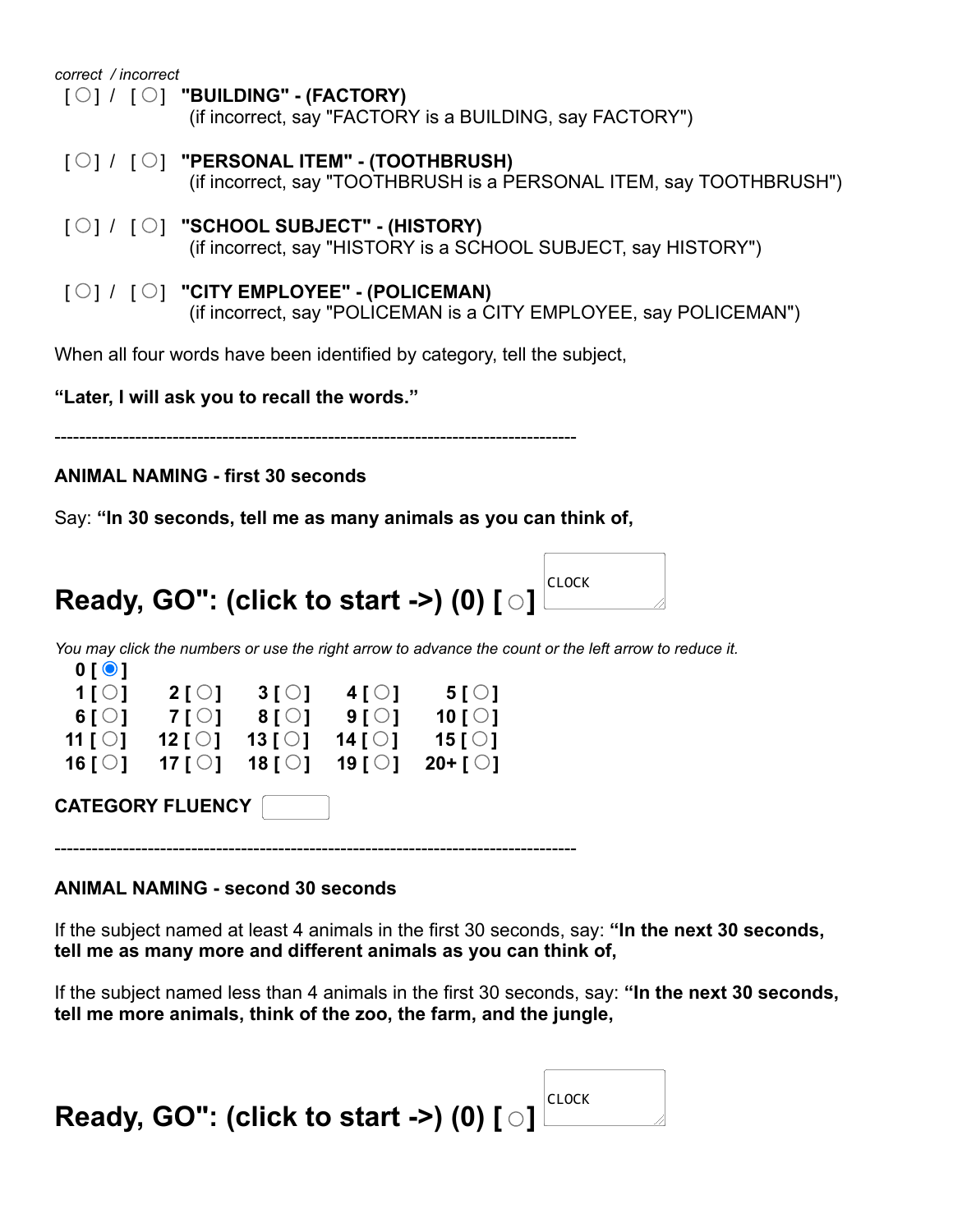*correct / incorrect*

[ ○ ] / [ ○ ] **"BUILDING" - (FACTORY)**
(if incorrect, say "FACTORY is a BUILDING, say FACTORY")

[ ○ ] / [ ○ ] **"PERSONAL ITEM" - (TOOTHBRUSH)**
(if incorrect, say "TOOTHBRUSH is a PERSONAL ITEM, say TOOTHBRUSH")

[ ○ ] / [ ○ ] **"SCHOOL SUBJECT" - (HISTORY)**
(if incorrect, say "HISTORY is a SCHOOL SUBJECT, say HISTORY")

[ ○ ] / [ ○ ] **"CITY EMPLOYEE" - (POLICEMAN)**
(if incorrect, say "POLICEMAN is a CITY EMPLOYEE, say POLICEMAN")

When all four words have been identified by category, tell the subject,

**"Later, I will ask you to recall the words."**

---

**ANIMAL NAMING - first 30 seconds**

Say: **"In 30 seconds, tell me as many animals as you can think of,**

## Ready, GO": (click to start ->) (0) [ ○ ]

CLOCK

*You may click the numbers or use the right arrow to advance the count or the left arrow to reduce it.*

**0 [ ◉ ]**

| | | | | |
|---|---|---|---|---|
| **1 [ ○ ]** | **2 [ ○ ]** | **3 [ ○ ]** | **4 [ ○ ]** | **5 [ ○ ]** |
| **6 [ ○ ]** | **7 [ ○ ]** | **8 [ ○ ]** | **9 [ ○ ]** | **10 [ ○ ]** |
| **11 [ ○ ]** | **12 [ ○ ]** | **13 [ ○ ]** | **14 [ ○ ]** | **15 [ ○ ]** |
| **16 [ ○ ]** | **17 [ ○ ]** | **18 [ ○ ]** | **19 [ ○ ]** | **20+ [ ○ ]** |

**CATEGORY FLUENCY** [ ]

---

**ANIMAL NAMING - second 30 seconds**

If the subject named at least 4 animals in the first 30 seconds, say: **"In the next 30 seconds, tell me as many more and different animals as you can think of,**

If the subject named less than 4 animals in the first 30 seconds, say: **"In the next 30 seconds, tell me more animals, think of the zoo, the farm, and the jungle,**

## Ready, GO": (click to start ->) (0) [ ○ ]

CLOCK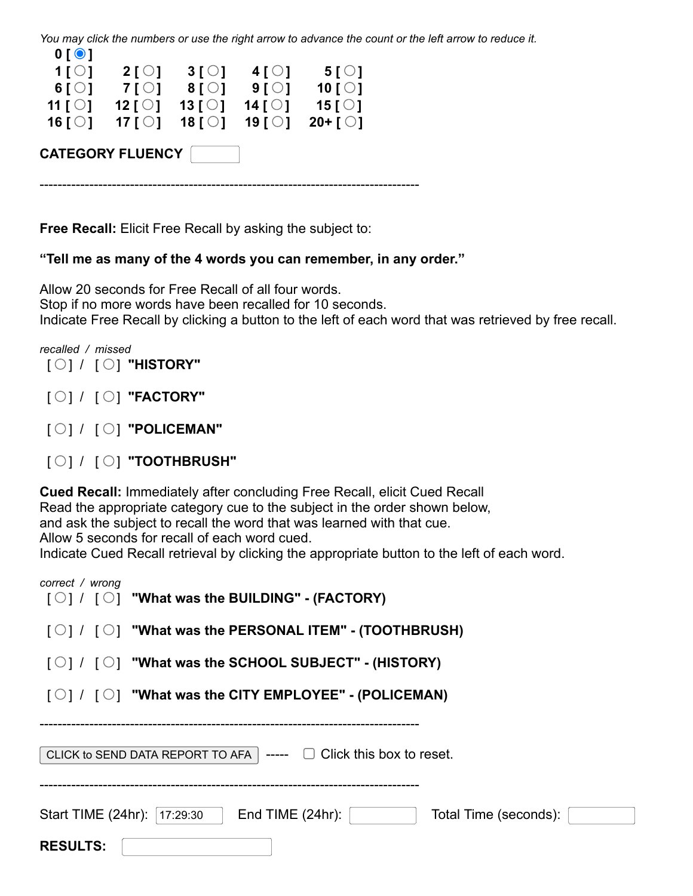*You may click the numbers or use the right arrow to advance the count or the left arrow to reduce it.*

**0 [ ◉ ]**

| | | | | |
|---|---|---|---|---|
| **1 [ ○ ]** | **2 [ ○ ]** | **3 [ ○ ]** | **4 [ ○ ]** | **5 [ ○ ]** |
| **6 [ ○ ]** | **7 [ ○ ]** | **8 [ ○ ]** | **9 [ ○ ]** | **10 [ ○ ]** |
| **11 [ ○ ]** | **12 [ ○ ]** | **13 [ ○ ]** | **14 [ ○ ]** | **15 [ ○ ]** |
| **16 [ ○ ]** | **17 [ ○ ]** | **18 [ ○ ]** | **19 [ ○ ]** | **20+ [ ○ ]** |

**CATEGORY FLUENCY** [ ]

--------------------------------------------------------------------------------

**Free Recall:** Elicit Free Recall by asking the subject to:

**"Tell me as many of the 4 words you can remember, in any order."**

Allow 20 seconds for Free Recall of all four words.
Stop if no more words have been recalled for 10 seconds.
Indicate Free Recall by clicking a button to the left of each word that was retrieved by free recall.

*recalled / missed*

[ ○ ] / [ ○ ] **"HISTORY"**

[ ○ ] / [ ○ ] **"FACTORY"**

[ ○ ] / [ ○ ] **"POLICEMAN"**

[ ○ ] / [ ○ ] **"TOOTHBRUSH"**

**Cued Recall:** Immediately after concluding Free Recall, elicit Cued Recall
Read the appropriate category cue to the subject in the order shown below,
and ask the subject to recall the word that was learned with that cue.
Allow 5 seconds for recall of each word cued.
Indicate Cued Recall retrieval by clicking the appropriate button to the left of each word.

*correct / wrong*

[ ○ ] / [ ○ ] **"What was the BUILDING" - (FACTORY)**

[ ○ ] / [ ○ ] **"What was the PERSONAL ITEM" - (TOOTHBRUSH)**

[ ○ ] / [ ○ ] **"What was the SCHOOL SUBJECT" - (HISTORY)**

[ ○ ] / [ ○ ] **"What was the CITY EMPLOYEE" - (POLICEMAN)**

--------------------------------------------------------------------------------

[ CLICK to SEND DATA REPORT TO AFA ] ----- ☐ Click this box to reset.

--------------------------------------------------------------------------------

Start TIME (24hr): [ 17:29:30 ] End TIME (24hr): [ ] Total Time (seconds): [ ]

**RESULTS:** [ ]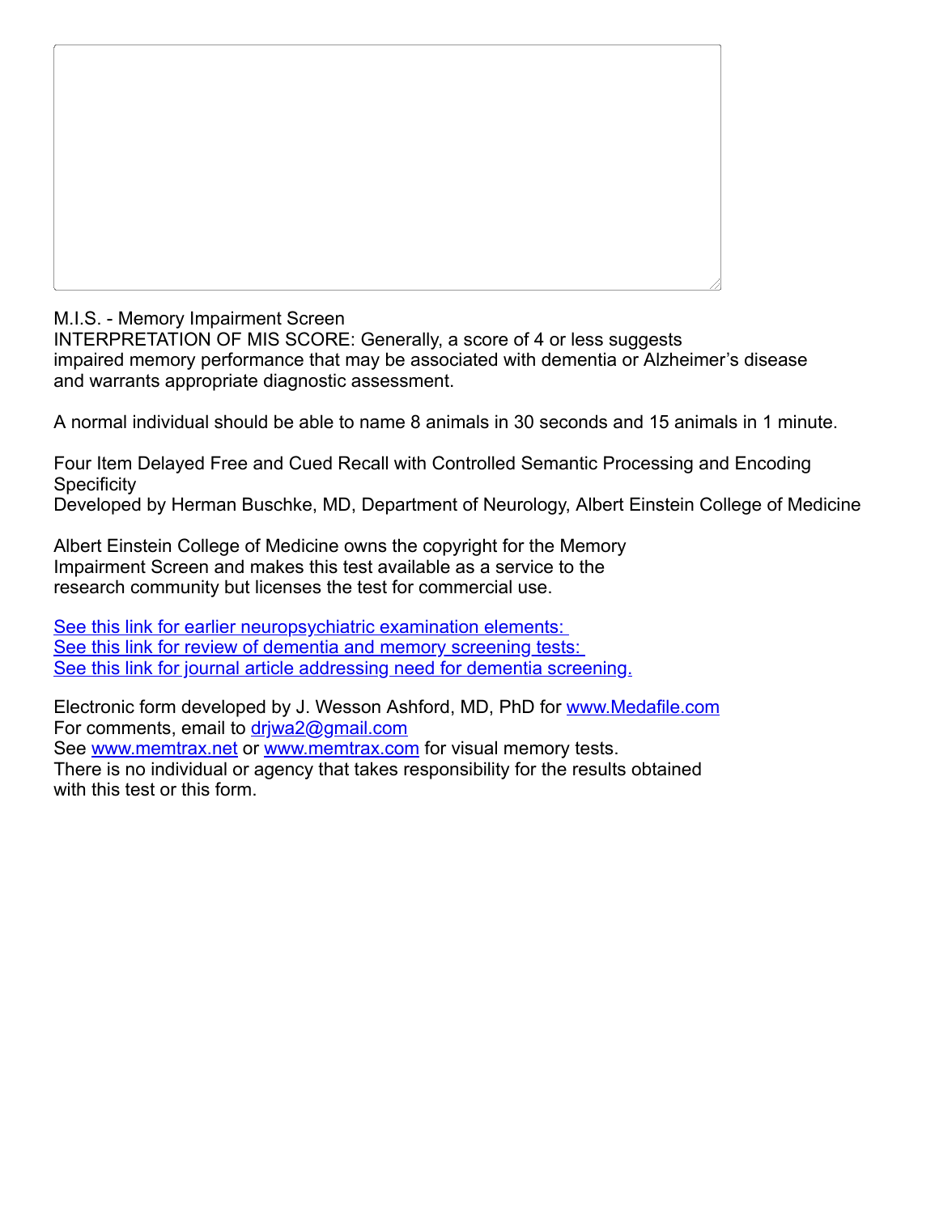M.I.S. - Memory Impairment Screen
INTERPRETATION OF MIS SCORE: Generally, a score of 4 or less suggests impaired memory performance that may be associated with dementia or Alzheimer's disease and warrants appropriate diagnostic assessment.

A normal individual should be able to name 8 animals in 30 seconds and 15 animals in 1 minute.

Four Item Delayed Free and Cued Recall with Controlled Semantic Processing and Encoding Specificity
Developed by Herman Buschke, MD, Department of Neurology, Albert Einstein College of Medicine

Albert Einstein College of Medicine owns the copyright for the Memory Impairment Screen and makes this test available as a service to the research community but licenses the test for commercial use.

See this link for earlier neuropsychiatric examination elements:
See this link for review of dementia and memory screening tests:
See this link for journal article addressing need for dementia screening.

Electronic form developed by J. Wesson Ashford, MD, PhD for www.Medafile.com
For comments, email to drjwa2@gmail.com
See www.memtrax.net or www.memtrax.com for visual memory tests.
There is no individual or agency that takes responsibility for the results obtained with this test or this form.